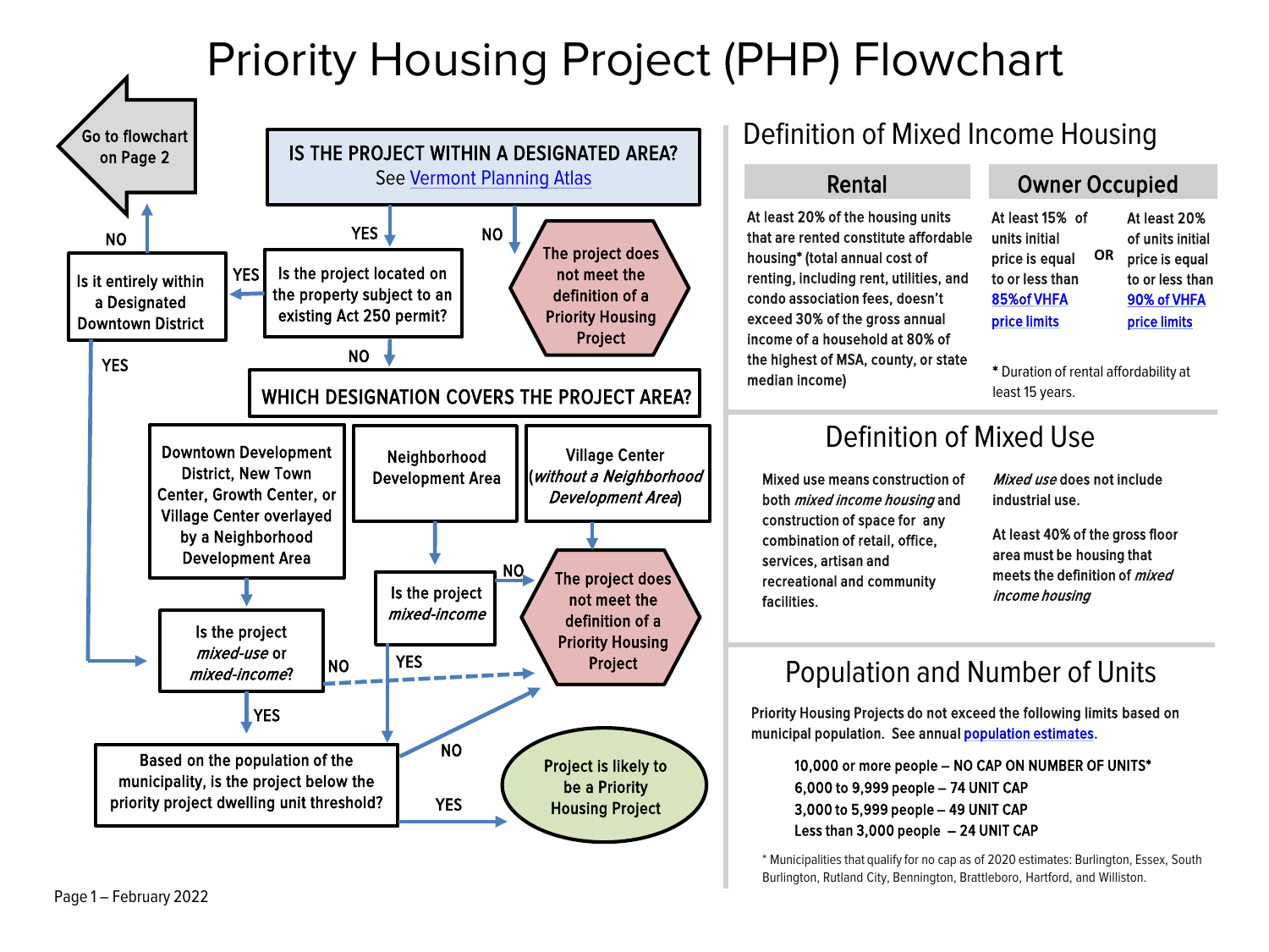# Priority Housing Project (PHP) Flowchart

**IS THE PROJECT WITHIN A DESIGNATED AREA?**
See Vermont Planning Atlas

- **NO** → The project does not meet the definition of a Priority Housing Project
- **YES** → Is the project located on the property subject to an existing Act 250 permit?
  - **YES** → Is it entirely within a Designated Downtown District
    - **NO** → Go to flowchart on Page 2
    - **YES** → Is the project *mixed-use* or *mixed-income*?
  - **NO** → **WHICH DESIGNATION COVERS THE PROJECT AREA?**
    - Downtown Development District, New Town Center, Growth Center, or Village Center overlayed by a Neighborhood Development Area → Is the project *mixed-use* or *mixed-income*?
      - **NO** → The project does not meet the definition of a Priority Housing Project
      - **YES** → Based on the population of the municipality, is the project below the priority project dwelling unit threshold?
    - Neighborhood Development Area → Is the project *mixed-income*
      - **NO** → The project does not meet the definition of a Priority Housing Project
      - **YES** → Based on the population of the municipality, is the project below the priority project dwelling unit threshold?
    - Village Center (*without a Neighborhood Development Area*) → The project does not meet the definition of a Priority Housing Project

Based on the population of the municipality, is the project below the priority project dwelling unit threshold?
- **NO** → The project does not meet the definition of a Priority Housing Project
- **YES** → Project is likely to be a Priority Housing Project

## Definition of Mixed Income Housing

### Rental

At least 20% of the housing units that are rented constitute affordable housing* (total annual cost of renting, including rent, utilities, and condo association fees, doesn't exceed 30% of the gross annual income of a household at 80% of the highest of MSA, county, or state median income)

### Owner Occupied

At least 15% of units initial price is equal to or less than 85%of VHFA price limits **OR** At least 20% of units initial price is equal to or less than 90% of VHFA price limits

* Duration of rental affordability at least 15 years.

## Definition of Mixed Use

Mixed use means construction of both *mixed income housing* and construction of space for any combination of retail, office, services, artisan and recreational and community facilities.

*Mixed use* does not include industrial use.

At least 40% of the gross floor area must be housing that meets the definition of *mixed income housing*

## Population and Number of Units

Priority Housing Projects do not exceed the following limits based on municipal population. See annual population estimates.

- 10,000 or more people – NO CAP ON NUMBER OF UNITS*
- 6,000 to 9,999 people – 74 UNIT CAP
- 3,000 to 5,999 people – 49 UNIT CAP
- Less than 3,000 people – 24 UNIT CAP

* Municipalities that qualify for no cap as of 2020 estimates: Burlington, Essex, South Burlington, Rutland City, Bennington, Brattleboro, Hartford, and Williston.

Page 1 – February 2022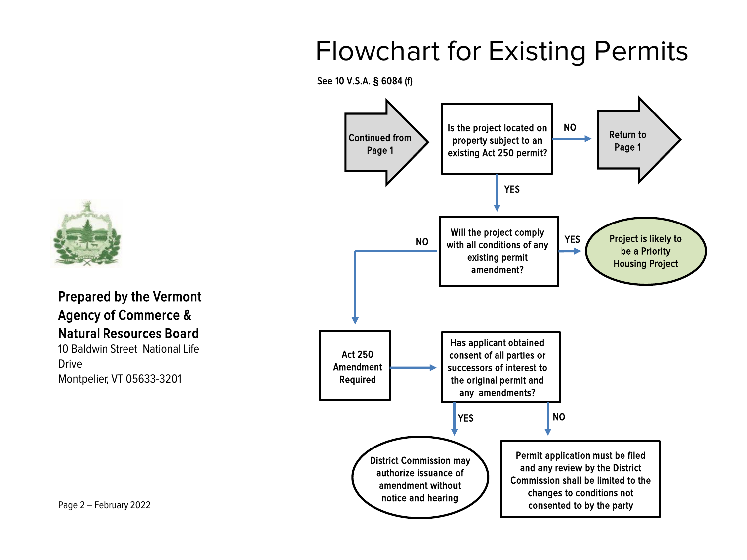# Flowchart for Existing Permits

**See 10 V.S.A. § 6084 (f)**

Continued from Page 1

Is the project located on property subject to an existing Act 250 permit?

NO

Return to Page 1

YES

Will the project comply with all conditions of any existing permit amendment?

YES

Project is likely to be a Priority Housing Project

NO

Act 250 Amendment Required

Has applicant obtained consent of all parties or successors of interest to the original permit and any amendments?

YES

District Commission may authorize issuance of amendment without notice and hearing

NO

Permit application must be filed and any review by the District Commission shall be limited to the changes to conditions not consented to by the party

**Prepared by the Vermont Agency of Commerce & Natural Resources Board**
10 Baldwin Street National Life Drive
Montpelier, VT 05633-3201

Page 2 – February 2022